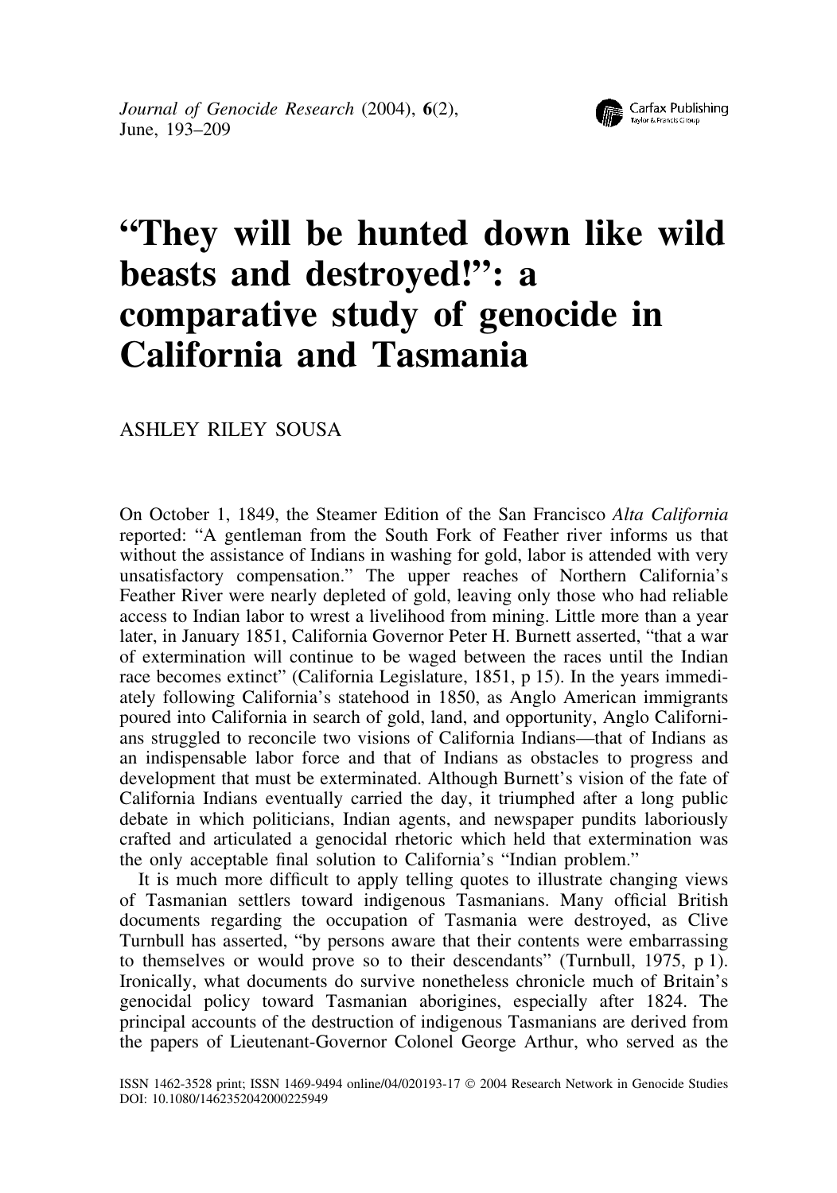# "They will be hunted down like wild beasts and destroyed!": a comparative study of genocide in California and Tasmania

ASHLEY RILEY SOUSA

On October 1, 1849, the Steamer Edition of the San Francisco *Alta California* reported: "A gentleman from the South Fork of Feather river informs us that without the assistance of Indians in washing for gold, labor is attended with very unsatisfactory compensation." The upper reaches of Northern California's Feather River were nearly depleted of gold, leaving only those who had reliable access to Indian labor to wrest a livelihood from mining. Little more than a year later, in January 1851, California Governor Peter H. Burnett asserted, "that a war of extermination will continue to be waged between the races until the Indian race becomes extinct" (California Legislature, 1851, p 15). In the years immediately following California's statehood in 1850, as Anglo American immigrants poured into California in search of gold, land, and opportunity, Anglo Californians struggled to reconcile two visions of California Indians—that of Indians as an indispensable labor force and that of Indians as obstacles to progress and development that must be exterminated. Although Burnett's vision of the fate of California Indians eventually carried the day, it triumphed after a long public debate in which politicians, Indian agents, and newspaper pundits laboriously crafted and articulated a genocidal rhetoric which held that extermination was the only acceptable final solution to California's "Indian problem."

It is much more difficult to apply telling quotes to illustrate changing views of Tasmanian settlers toward indigenous Tasmanians. Many official British documents regarding the occupation of Tasmania were destroyed, as Clive Turnbull has asserted, "by persons aware that their contents were embarrassing to themselves or would prove so to their descendants" (Turnbull, 1975, p 1). Ironically, what documents do survive nonetheless chronicle much of Britain's genocidal policy toward Tasmanian aborigines, especially after 1824. The principal accounts of the destruction of indigenous Tasmanians are derived from the papers of Lieutenant-Governor Colonel George Arthur, who served as the

ISSN 1462-3528 print; ISSN 1469-9494 online/04/020193-17 © 2004 Research Network in Genocide Studies
DOI: 10.1080/1462352042000225949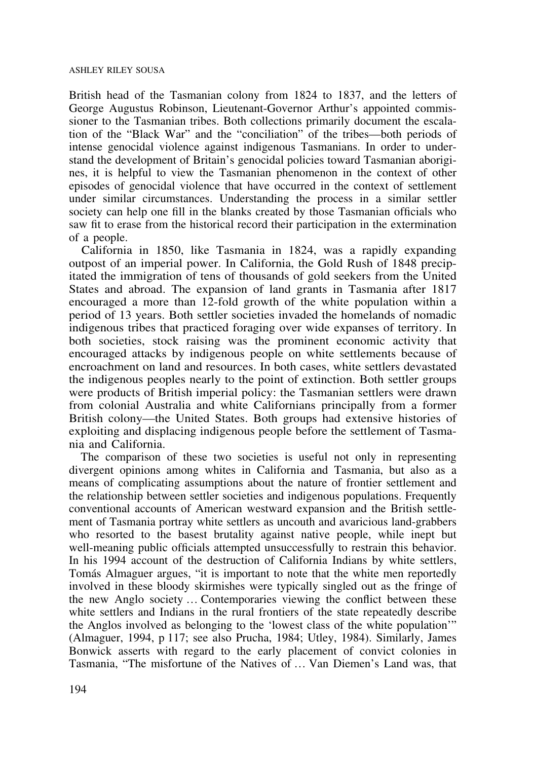British head of the Tasmanian colony from 1824 to 1837, and the letters of George Augustus Robinson, Lieutenant-Governor Arthur's appointed commissioner to the Tasmanian tribes. Both collections primarily document the escalation of the "Black War" and the "conciliation" of the tribes—both periods of intense genocidal violence against indigenous Tasmanians. In order to understand the development of Britain's genocidal policies toward Tasmanian aborigines, it is helpful to view the Tasmanian phenomenon in the context of other episodes of genocidal violence that have occurred in the context of settlement under similar circumstances. Understanding the process in a similar settler society can help one fill in the blanks created by those Tasmanian officials who saw fit to erase from the historical record their participation in the extermination of a people.

California in 1850, like Tasmania in 1824, was a rapidly expanding outpost of an imperial power. In California, the Gold Rush of 1848 precipitated the immigration of tens of thousands of gold seekers from the United States and abroad. The expansion of land grants in Tasmania after 1817 encouraged a more than 12-fold growth of the white population within a period of 13 years. Both settler societies invaded the homelands of nomadic indigenous tribes that practiced foraging over wide expanses of territory. In both societies, stock raising was the prominent economic activity that encouraged attacks by indigenous people on white settlements because of encroachment on land and resources. In both cases, white settlers devastated the indigenous peoples nearly to the point of extinction. Both settler groups were products of British imperial policy: the Tasmanian settlers were drawn from colonial Australia and white Californians principally from a former British colony—the United States. Both groups had extensive histories of exploiting and displacing indigenous people before the settlement of Tasmania and California.

The comparison of these two societies is useful not only in representing divergent opinions among whites in California and Tasmania, but also as a means of complicating assumptions about the nature of frontier settlement and the relationship between settler societies and indigenous populations. Frequently conventional accounts of American westward expansion and the British settlement of Tasmania portray white settlers as uncouth and avaricious land-grabbers who resorted to the basest brutality against native people, while inept but well-meaning public officials attempted unsuccessfully to restrain this behavior. In his 1994 account of the destruction of California Indians by white settlers, Tomás Almaguer argues, "it is important to note that the white men reportedly involved in these bloody skirmishes were typically singled out as the fringe of the new Anglo society … Contemporaries viewing the conflict between these white settlers and Indians in the rural frontiers of the state repeatedly describe the Anglos involved as belonging to the 'lowest class of the white population'" (Almaguer, 1994, p 117; see also Prucha, 1984; Utley, 1984). Similarly, James Bonwick asserts with regard to the early placement of convict colonies in Tasmania, "The misfortune of the Natives of … Van Diemen's Land was, that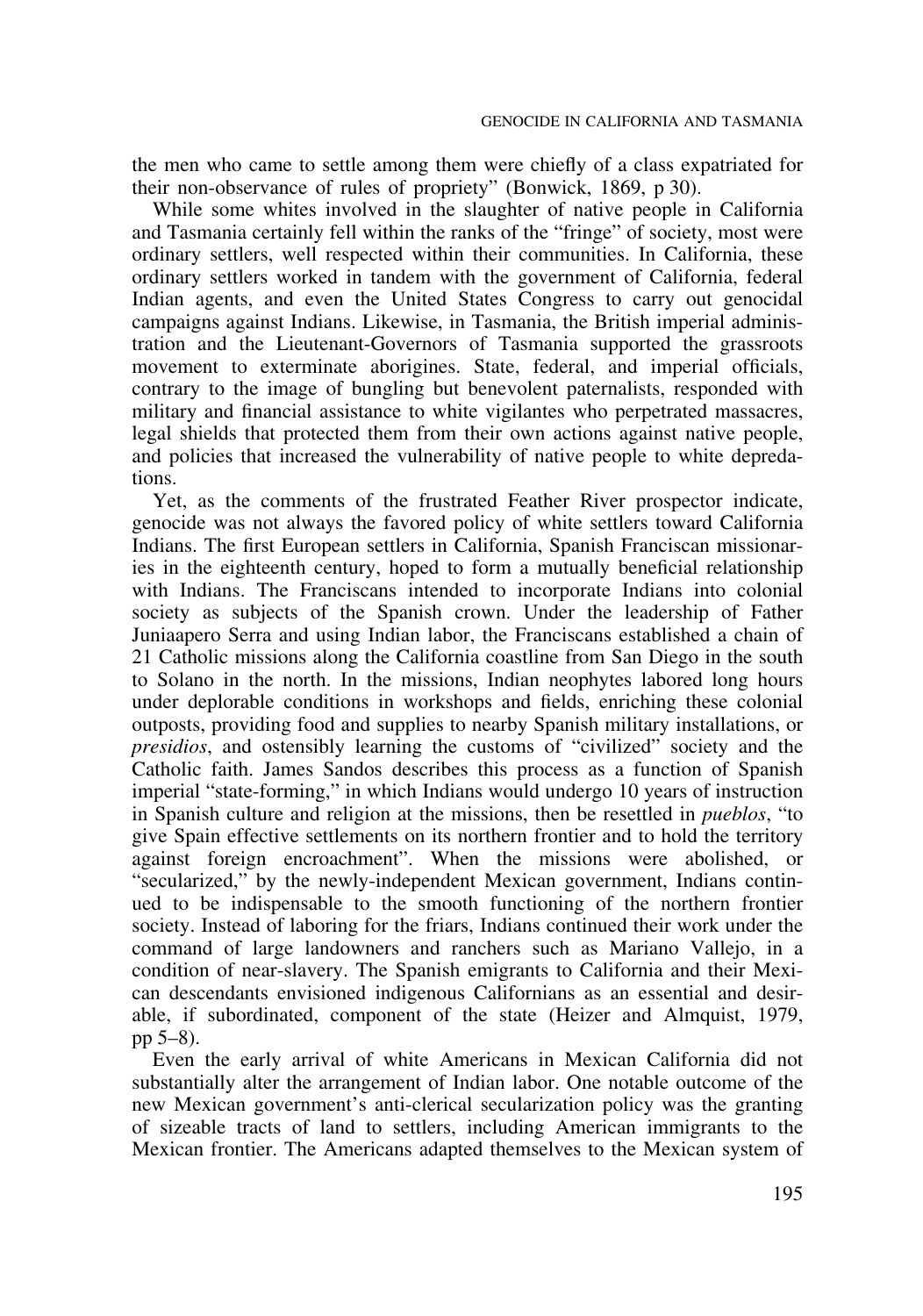the men who came to settle among them were chiefly of a class expatriated for their non-observance of rules of propriety" (Bonwick, 1869, p 30).

While some whites involved in the slaughter of native people in California and Tasmania certainly fell within the ranks of the "fringe" of society, most were ordinary settlers, well respected within their communities. In California, these ordinary settlers worked in tandem with the government of California, federal Indian agents, and even the United States Congress to carry out genocidal campaigns against Indians. Likewise, in Tasmania, the British imperial administration and the Lieutenant-Governors of Tasmania supported the grassroots movement to exterminate aborigines. State, federal, and imperial officials, contrary to the image of bungling but benevolent paternalists, responded with military and financial assistance to white vigilantes who perpetrated massacres, legal shields that protected them from their own actions against native people, and policies that increased the vulnerability of native people to white depredations.

Yet, as the comments of the frustrated Feather River prospector indicate, genocide was not always the favored policy of white settlers toward California Indians. The first European settlers in California, Spanish Franciscan missionaries in the eighteenth century, hoped to form a mutually beneficial relationship with Indians. The Franciscans intended to incorporate Indians into colonial society as subjects of the Spanish crown. Under the leadership of Father Juniaapero Serra and using Indian labor, the Franciscans established a chain of 21 Catholic missions along the California coastline from San Diego in the south to Solano in the north. In the missions, Indian neophytes labored long hours under deplorable conditions in workshops and fields, enriching these colonial outposts, providing food and supplies to nearby Spanish military installations, or *presidios*, and ostensibly learning the customs of "civilized" society and the Catholic faith. James Sandos describes this process as a function of Spanish imperial "state-forming," in which Indians would undergo 10 years of instruction in Spanish culture and religion at the missions, then be resettled in *pueblos*, "to give Spain effective settlements on its northern frontier and to hold the territory against foreign encroachment". When the missions were abolished, or "secularized," by the newly-independent Mexican government, Indians continued to be indispensable to the smooth functioning of the northern frontier society. Instead of laboring for the friars, Indians continued their work under the command of large landowners and ranchers such as Mariano Vallejo, in a condition of near-slavery. The Spanish emigrants to California and their Mexican descendants envisioned indigenous Californians as an essential and desirable, if subordinated, component of the state (Heizer and Almquist, 1979, pp 5–8).

Even the early arrival of white Americans in Mexican California did not substantially alter the arrangement of Indian labor. One notable outcome of the new Mexican government's anti-clerical secularization policy was the granting of sizeable tracts of land to settlers, including American immigrants to the Mexican frontier. The Americans adapted themselves to the Mexican system of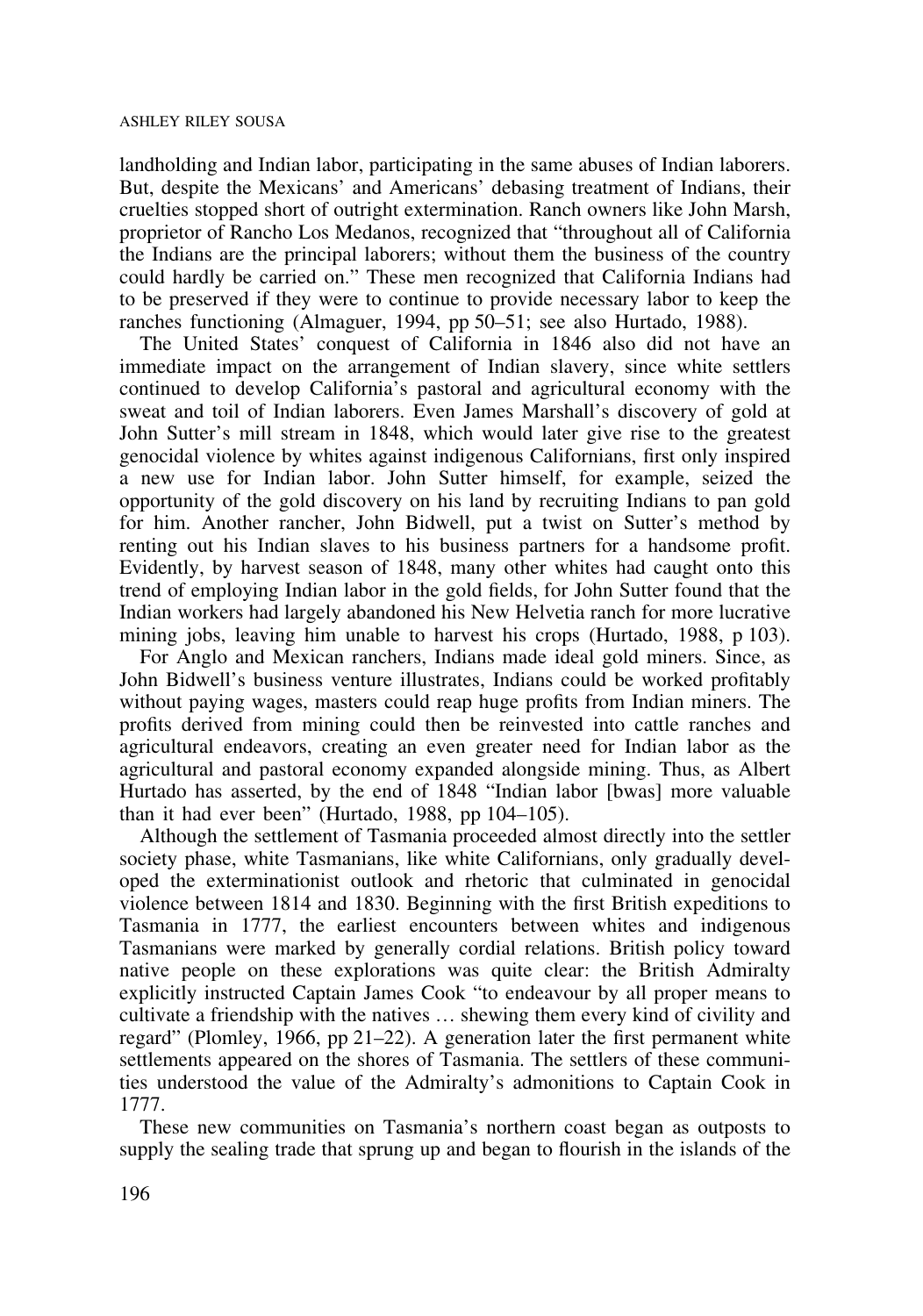landholding and Indian labor, participating in the same abuses of Indian laborers. But, despite the Mexicans' and Americans' debasing treatment of Indians, their cruelties stopped short of outright extermination. Ranch owners like John Marsh, proprietor of Rancho Los Medanos, recognized that "throughout all of California the Indians are the principal laborers; without them the business of the country could hardly be carried on." These men recognized that California Indians had to be preserved if they were to continue to provide necessary labor to keep the ranches functioning (Almaguer, 1994, pp 50–51; see also Hurtado, 1988).

The United States' conquest of California in 1846 also did not have an immediate impact on the arrangement of Indian slavery, since white settlers continued to develop California's pastoral and agricultural economy with the sweat and toil of Indian laborers. Even James Marshall's discovery of gold at John Sutter's mill stream in 1848, which would later give rise to the greatest genocidal violence by whites against indigenous Californians, first only inspired a new use for Indian labor. John Sutter himself, for example, seized the opportunity of the gold discovery on his land by recruiting Indians to pan gold for him. Another rancher, John Bidwell, put a twist on Sutter's method by renting out his Indian slaves to his business partners for a handsome profit. Evidently, by harvest season of 1848, many other whites had caught onto this trend of employing Indian labor in the gold fields, for John Sutter found that the Indian workers had largely abandoned his New Helvetia ranch for more lucrative mining jobs, leaving him unable to harvest his crops (Hurtado, 1988, p 103).

For Anglo and Mexican ranchers, Indians made ideal gold miners. Since, as John Bidwell's business venture illustrates, Indians could be worked profitably without paying wages, masters could reap huge profits from Indian miners. The profits derived from mining could then be reinvested into cattle ranches and agricultural endeavors, creating an even greater need for Indian labor as the agricultural and pastoral economy expanded alongside mining. Thus, as Albert Hurtado has asserted, by the end of 1848 "Indian labor [bwas] more valuable than it had ever been" (Hurtado, 1988, pp 104–105).

Although the settlement of Tasmania proceeded almost directly into the settler society phase, white Tasmanians, like white Californians, only gradually developed the exterminationist outlook and rhetoric that culminated in genocidal violence between 1814 and 1830. Beginning with the first British expeditions to Tasmania in 1777, the earliest encounters between whites and indigenous Tasmanians were marked by generally cordial relations. British policy toward native people on these explorations was quite clear: the British Admiralty explicitly instructed Captain James Cook "to endeavour by all proper means to cultivate a friendship with the natives … shewing them every kind of civility and regard" (Plomley, 1966, pp 21–22). A generation later the first permanent white settlements appeared on the shores of Tasmania. The settlers of these communities understood the value of the Admiralty's admonitions to Captain Cook in 1777.

These new communities on Tasmania's northern coast began as outposts to supply the sealing trade that sprung up and began to flourish in the islands of the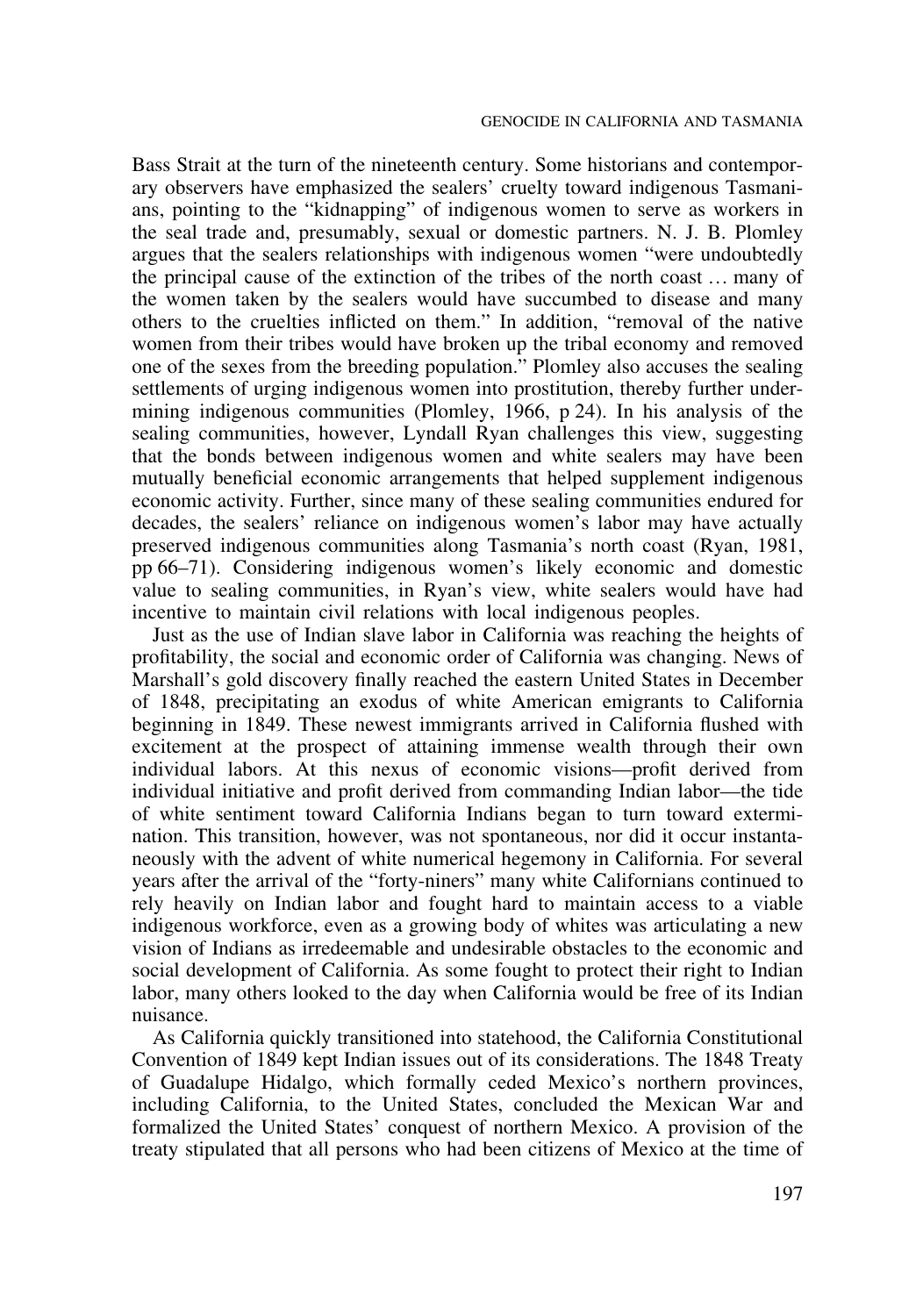Bass Strait at the turn of the nineteenth century. Some historians and contemporary observers have emphasized the sealers' cruelty toward indigenous Tasmanians, pointing to the "kidnapping" of indigenous women to serve as workers in the seal trade and, presumably, sexual or domestic partners. N. J. B. Plomley argues that the sealers relationships with indigenous women "were undoubtedly the principal cause of the extinction of the tribes of the north coast … many of the women taken by the sealers would have succumbed to disease and many others to the cruelties inflicted on them." In addition, "removal of the native women from their tribes would have broken up the tribal economy and removed one of the sexes from the breeding population." Plomley also accuses the sealing settlements of urging indigenous women into prostitution, thereby further undermining indigenous communities (Plomley, 1966, p 24). In his analysis of the sealing communities, however, Lyndall Ryan challenges this view, suggesting that the bonds between indigenous women and white sealers may have been mutually beneficial economic arrangements that helped supplement indigenous economic activity. Further, since many of these sealing communities endured for decades, the sealers' reliance on indigenous women's labor may have actually preserved indigenous communities along Tasmania's north coast (Ryan, 1981, pp 66–71). Considering indigenous women's likely economic and domestic value to sealing communities, in Ryan's view, white sealers would have had incentive to maintain civil relations with local indigenous peoples.

Just as the use of Indian slave labor in California was reaching the heights of profitability, the social and economic order of California was changing. News of Marshall's gold discovery finally reached the eastern United States in December of 1848, precipitating an exodus of white American emigrants to California beginning in 1849. These newest immigrants arrived in California flushed with excitement at the prospect of attaining immense wealth through their own individual labors. At this nexus of economic visions—profit derived from individual initiative and profit derived from commanding Indian labor—the tide of white sentiment toward California Indians began to turn toward extermination. This transition, however, was not spontaneous, nor did it occur instantaneously with the advent of white numerical hegemony in California. For several years after the arrival of the "forty-niners" many white Californians continued to rely heavily on Indian labor and fought hard to maintain access to a viable indigenous workforce, even as a growing body of whites was articulating a new vision of Indians as irredeemable and undesirable obstacles to the economic and social development of California. As some fought to protect their right to Indian labor, many others looked to the day when California would be free of its Indian nuisance.

As California quickly transitioned into statehood, the California Constitutional Convention of 1849 kept Indian issues out of its considerations. The 1848 Treaty of Guadalupe Hidalgo, which formally ceded Mexico's northern provinces, including California, to the United States, concluded the Mexican War and formalized the United States' conquest of northern Mexico. A provision of the treaty stipulated that all persons who had been citizens of Mexico at the time of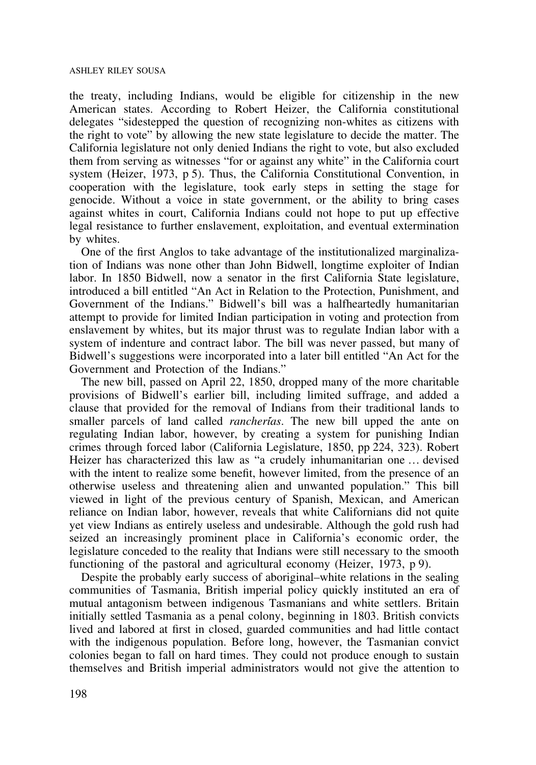the treaty, including Indians, would be eligible for citizenship in the new American states. According to Robert Heizer, the California constitutional delegates "sidestepped the question of recognizing non-whites as citizens with the right to vote" by allowing the new state legislature to decide the matter. The California legislature not only denied Indians the right to vote, but also excluded them from serving as witnesses "for or against any white" in the California court system (Heizer, 1973, p 5). Thus, the California Constitutional Convention, in cooperation with the legislature, took early steps in setting the stage for genocide. Without a voice in state government, or the ability to bring cases against whites in court, California Indians could not hope to put up effective legal resistance to further enslavement, exploitation, and eventual extermination by whites.

One of the first Anglos to take advantage of the institutionalized marginalization of Indians was none other than John Bidwell, longtime exploiter of Indian labor. In 1850 Bidwell, now a senator in the first California State legislature, introduced a bill entitled "An Act in Relation to the Protection, Punishment, and Government of the Indians." Bidwell's bill was a halfheartedly humanitarian attempt to provide for limited Indian participation in voting and protection from enslavement by whites, but its major thrust was to regulate Indian labor with a system of indenture and contract labor. The bill was never passed, but many of Bidwell's suggestions were incorporated into a later bill entitled "An Act for the Government and Protection of the Indians."

The new bill, passed on April 22, 1850, dropped many of the more charitable provisions of Bidwell's earlier bill, including limited suffrage, and added a clause that provided for the removal of Indians from their traditional lands to smaller parcels of land called *rancherías*. The new bill upped the ante on regulating Indian labor, however, by creating a system for punishing Indian crimes through forced labor (California Legislature, 1850, pp 224, 323). Robert Heizer has characterized this law as "a crudely inhumanitarian one … devised with the intent to realize some benefit, however limited, from the presence of an otherwise useless and threatening alien and unwanted population." This bill viewed in light of the previous century of Spanish, Mexican, and American reliance on Indian labor, however, reveals that white Californians did not quite yet view Indians as entirely useless and undesirable. Although the gold rush had seized an increasingly prominent place in California's economic order, the legislature conceded to the reality that Indians were still necessary to the smooth functioning of the pastoral and agricultural economy (Heizer, 1973, p 9).

Despite the probably early success of aboriginal–white relations in the sealing communities of Tasmania, British imperial policy quickly instituted an era of mutual antagonism between indigenous Tasmanians and white settlers. Britain initially settled Tasmania as a penal colony, beginning in 1803. British convicts lived and labored at first in closed, guarded communities and had little contact with the indigenous population. Before long, however, the Tasmanian convict colonies began to fall on hard times. They could not produce enough to sustain themselves and British imperial administrators would not give the attention to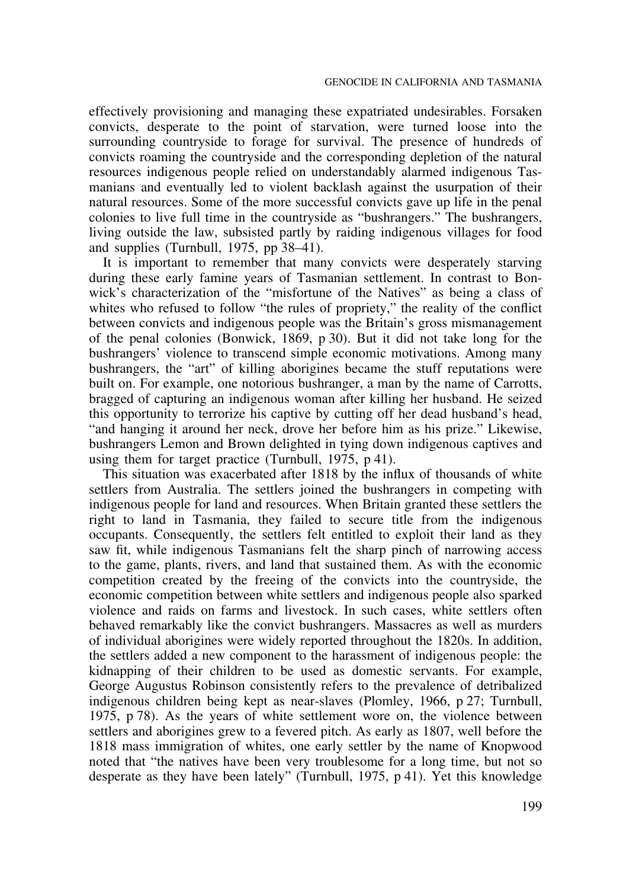effectively provisioning and managing these expatriated undesirables. Forsaken convicts, desperate to the point of starvation, were turned loose into the surrounding countryside to forage for survival. The presence of hundreds of convicts roaming the countryside and the corresponding depletion of the natural resources indigenous people relied on understandably alarmed indigenous Tasmanians and eventually led to violent backlash against the usurpation of their natural resources. Some of the more successful convicts gave up life in the penal colonies to live full time in the countryside as "bushrangers." The bushrangers, living outside the law, subsisted partly by raiding indigenous villages for food and supplies (Turnbull, 1975, pp 38–41).

It is important to remember that many convicts were desperately starving during these early famine years of Tasmanian settlement. In contrast to Bonwick's characterization of the "misfortune of the Natives" as being a class of whites who refused to follow "the rules of propriety," the reality of the conflict between convicts and indigenous people was the Britain's gross mismanagement of the penal colonies (Bonwick, 1869, p 30). But it did not take long for the bushrangers' violence to transcend simple economic motivations. Among many bushrangers, the "art" of killing aborigines became the stuff reputations were built on. For example, one notorious bushranger, a man by the name of Carrotts, bragged of capturing an indigenous woman after killing her husband. He seized this opportunity to terrorize his captive by cutting off her dead husband's head, "and hanging it around her neck, drove her before him as his prize." Likewise, bushrangers Lemon and Brown delighted in tying down indigenous captives and using them for target practice (Turnbull, 1975, p 41).

This situation was exacerbated after 1818 by the influx of thousands of white settlers from Australia. The settlers joined the bushrangers in competing with indigenous people for land and resources. When Britain granted these settlers the right to land in Tasmania, they failed to secure title from the indigenous occupants. Consequently, the settlers felt entitled to exploit their land as they saw fit, while indigenous Tasmanians felt the sharp pinch of narrowing access to the game, plants, rivers, and land that sustained them. As with the economic competition created by the freeing of the convicts into the countryside, the economic competition between white settlers and indigenous people also sparked violence and raids on farms and livestock. In such cases, white settlers often behaved remarkably like the convict bushrangers. Massacres as well as murders of individual aborigines were widely reported throughout the 1820s. In addition, the settlers added a new component to the harassment of indigenous people: the kidnapping of their children to be used as domestic servants. For example, George Augustus Robinson consistently refers to the prevalence of detribalized indigenous children being kept as near-slaves (Plomley, 1966, p 27; Turnbull, 1975, p 78). As the years of white settlement wore on, the violence between settlers and aborigines grew to a fevered pitch. As early as 1807, well before the 1818 mass immigration of whites, one early settler by the name of Knopwood noted that "the natives have been very troublesome for a long time, but not so desperate as they have been lately" (Turnbull, 1975, p 41). Yet this knowledge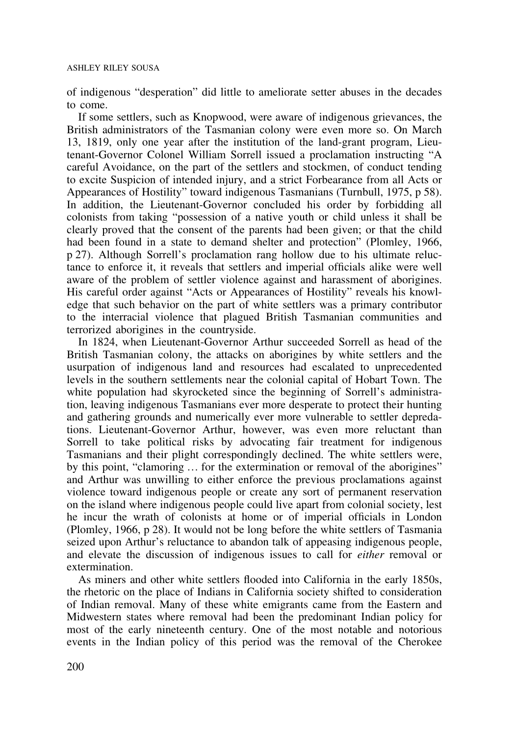of indigenous "desperation" did little to ameliorate setter abuses in the decades to come.

If some settlers, such as Knopwood, were aware of indigenous grievances, the British administrators of the Tasmanian colony were even more so. On March 13, 1819, only one year after the institution of the land-grant program, Lieutenant-Governor Colonel William Sorrell issued a proclamation instructing "A careful Avoidance, on the part of the settlers and stockmen, of conduct tending to excite Suspicion of intended injury, and a strict Forbearance from all Acts or Appearances of Hostility" toward indigenous Tasmanians (Turnbull, 1975, p 58). In addition, the Lieutenant-Governor concluded his order by forbidding all colonists from taking "possession of a native youth or child unless it shall be clearly proved that the consent of the parents had been given; or that the child had been found in a state to demand shelter and protection" (Plomley, 1966, p 27). Although Sorrell's proclamation rang hollow due to his ultimate reluctance to enforce it, it reveals that settlers and imperial officials alike were well aware of the problem of settler violence against and harassment of aborigines. His careful order against "Acts or Appearances of Hostility" reveals his knowledge that such behavior on the part of white settlers was a primary contributor to the interracial violence that plagued British Tasmanian communities and terrorized aborigines in the countryside.

In 1824, when Lieutenant-Governor Arthur succeeded Sorrell as head of the British Tasmanian colony, the attacks on aborigines by white settlers and the usurpation of indigenous land and resources had escalated to unprecedented levels in the southern settlements near the colonial capital of Hobart Town. The white population had skyrocketed since the beginning of Sorrell's administration, leaving indigenous Tasmanians ever more desperate to protect their hunting and gathering grounds and numerically ever more vulnerable to settler depredations. Lieutenant-Governor Arthur, however, was even more reluctant than Sorrell to take political risks by advocating fair treatment for indigenous Tasmanians and their plight correspondingly declined. The white settlers were, by this point, "clamoring … for the extermination or removal of the aborigines" and Arthur was unwilling to either enforce the previous proclamations against violence toward indigenous people or create any sort of permanent reservation on the island where indigenous people could live apart from colonial society, lest he incur the wrath of colonists at home or of imperial officials in London (Plomley, 1966, p 28). It would not be long before the white settlers of Tasmania seized upon Arthur's reluctance to abandon talk of appeasing indigenous people, and elevate the discussion of indigenous issues to call for *either* removal or extermination.

As miners and other white settlers flooded into California in the early 1850s, the rhetoric on the place of Indians in California society shifted to consideration of Indian removal. Many of these white emigrants came from the Eastern and Midwestern states where removal had been the predominant Indian policy for most of the early nineteenth century. One of the most notable and notorious events in the Indian policy of this period was the removal of the Cherokee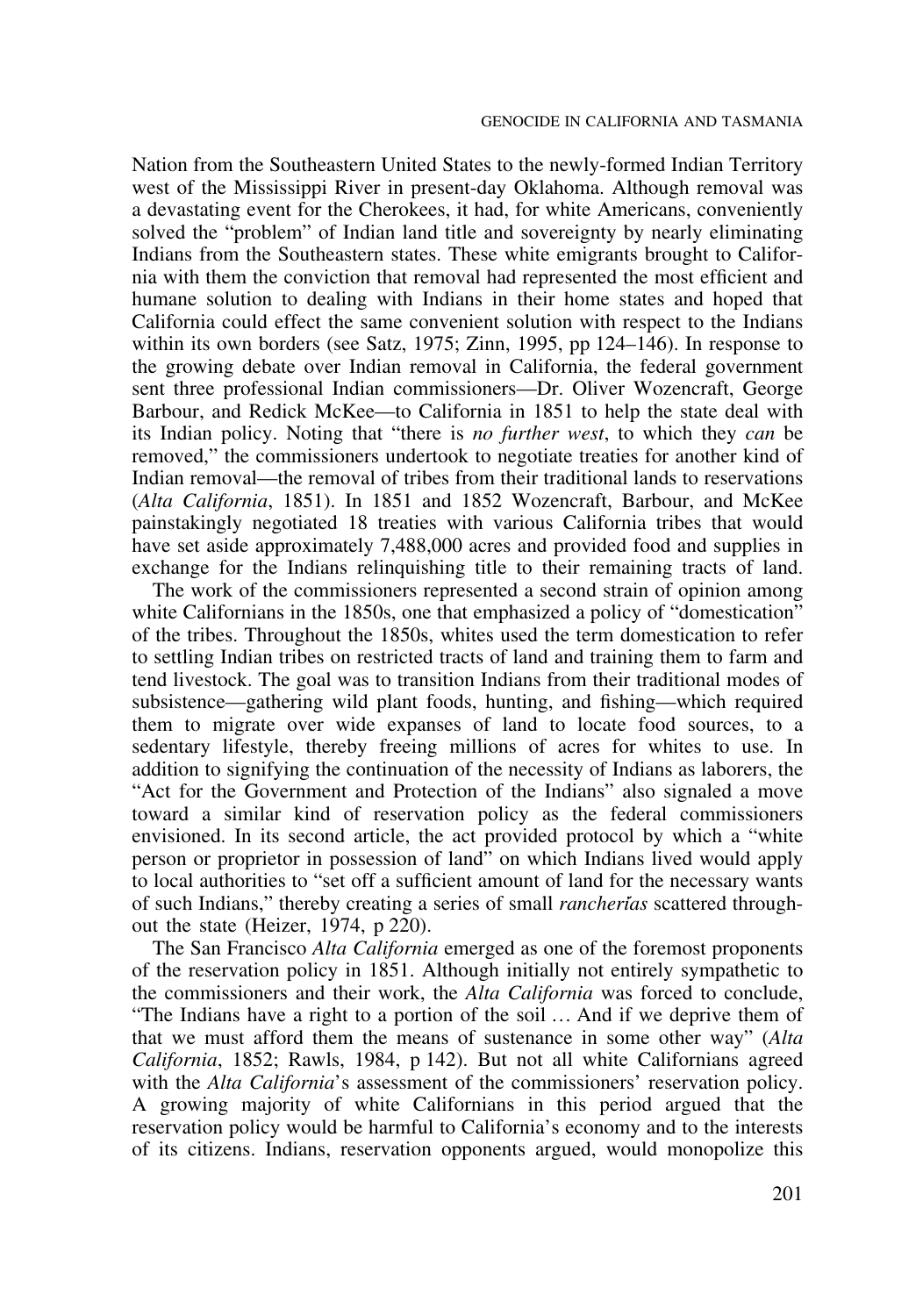Nation from the Southeastern United States to the newly-formed Indian Territory west of the Mississippi River in present-day Oklahoma. Although removal was a devastating event for the Cherokees, it had, for white Americans, conveniently solved the "problem" of Indian land title and sovereignty by nearly eliminating Indians from the Southeastern states. These white emigrants brought to California with them the conviction that removal had represented the most efficient and humane solution to dealing with Indians in their home states and hoped that California could effect the same convenient solution with respect to the Indians within its own borders (see Satz, 1975; Zinn, 1995, pp 124–146). In response to the growing debate over Indian removal in California, the federal government sent three professional Indian commissioners—Dr. Oliver Wozencraft, George Barbour, and Redick McKee—to California in 1851 to help the state deal with its Indian policy. Noting that "there is *no further west*, to which they *can* be removed," the commissioners undertook to negotiate treaties for another kind of Indian removal—the removal of tribes from their traditional lands to reservations (*Alta California*, 1851). In 1851 and 1852 Wozencraft, Barbour, and McKee painstakingly negotiated 18 treaties with various California tribes that would have set aside approximately 7,488,000 acres and provided food and supplies in exchange for the Indians relinquishing title to their remaining tracts of land.

The work of the commissioners represented a second strain of opinion among white Californians in the 1850s, one that emphasized a policy of "domestication" of the tribes. Throughout the 1850s, whites used the term domestication to refer to settling Indian tribes on restricted tracts of land and training them to farm and tend livestock. The goal was to transition Indians from their traditional modes of subsistence—gathering wild plant foods, hunting, and fishing—which required them to migrate over wide expanses of land to locate food sources, to a sedentary lifestyle, thereby freeing millions of acres for whites to use. In addition to signifying the continuation of the necessity of Indians as laborers, the "Act for the Government and Protection of the Indians" also signaled a move toward a similar kind of reservation policy as the federal commissioners envisioned. In its second article, the act provided protocol by which a "white person or proprietor in possession of land" on which Indians lived would apply to local authorities to "set off a sufficient amount of land for the necessary wants of such Indians," thereby creating a series of small *rancherías* scattered throughout the state (Heizer, 1974, p 220).

The San Francisco *Alta California* emerged as one of the foremost proponents of the reservation policy in 1851. Although initially not entirely sympathetic to the commissioners and their work, the *Alta California* was forced to conclude, "The Indians have a right to a portion of the soil … And if we deprive them of that we must afford them the means of sustenance in some other way" (*Alta California*, 1852; Rawls, 1984, p 142). But not all white Californians agreed with the *Alta California*'s assessment of the commissioners' reservation policy. A growing majority of white Californians in this period argued that the reservation policy would be harmful to California's economy and to the interests of its citizens. Indians, reservation opponents argued, would monopolize this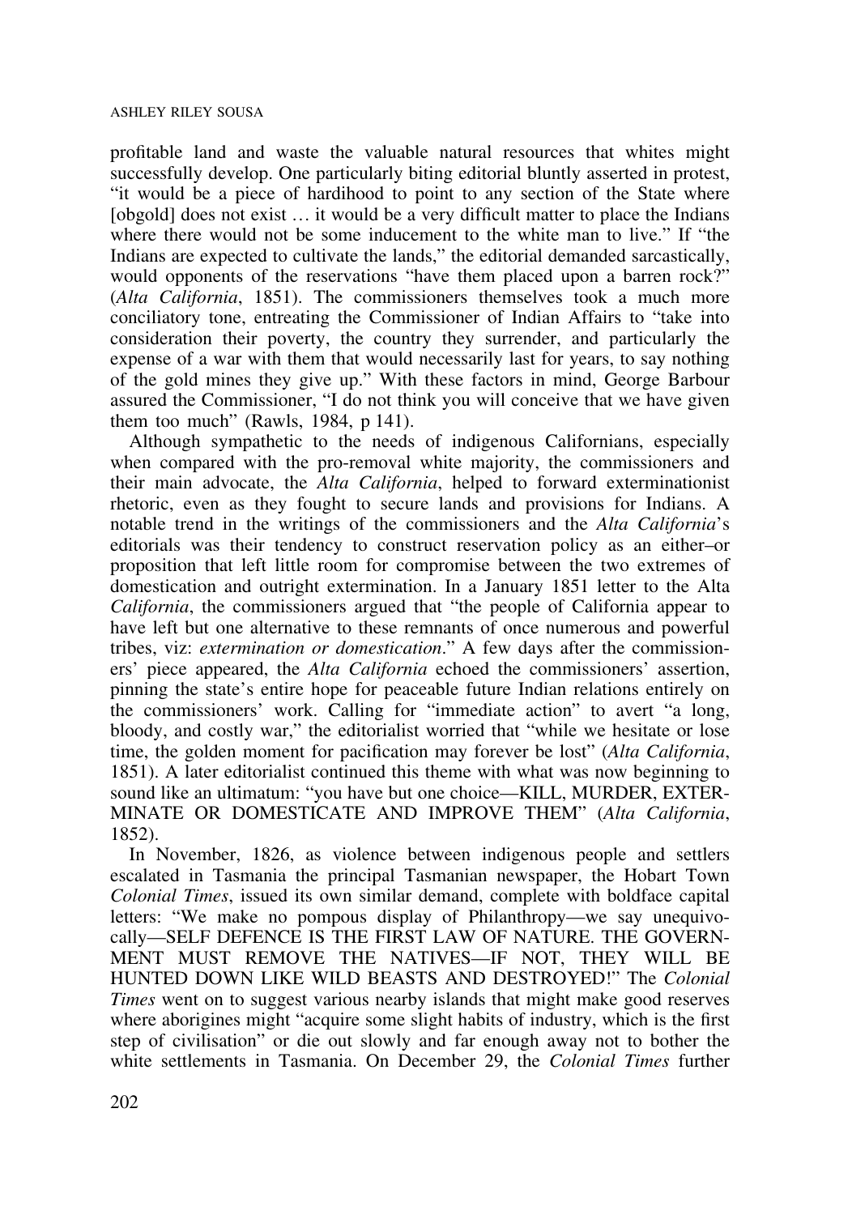profitable land and waste the valuable natural resources that whites might successfully develop. One particularly biting editorial bluntly asserted in protest, "it would be a piece of hardihood to point to any section of the State where [obgold] does not exist … it would be a very difficult matter to place the Indians where there would not be some inducement to the white man to live." If "the Indians are expected to cultivate the lands," the editorial demanded sarcastically, would opponents of the reservations "have them placed upon a barren rock?" (*Alta California*, 1851). The commissioners themselves took a much more conciliatory tone, entreating the Commissioner of Indian Affairs to "take into consideration their poverty, the country they surrender, and particularly the expense of a war with them that would necessarily last for years, to say nothing of the gold mines they give up." With these factors in mind, George Barbour assured the Commissioner, "I do not think you will conceive that we have given them too much" (Rawls, 1984, p 141).

Although sympathetic to the needs of indigenous Californians, especially when compared with the pro-removal white majority, the commissioners and their main advocate, the *Alta California*, helped to forward exterminationist rhetoric, even as they fought to secure lands and provisions for Indians. A notable trend in the writings of the commissioners and the *Alta California*'s editorials was their tendency to construct reservation policy as an either–or proposition that left little room for compromise between the two extremes of domestication and outright extermination. In a January 1851 letter to the Alta *California*, the commissioners argued that "the people of California appear to have left but one alternative to these remnants of once numerous and powerful tribes, viz: *extermination or domestication*." A few days after the commissioners' piece appeared, the *Alta California* echoed the commissioners' assertion, pinning the state's entire hope for peaceable future Indian relations entirely on the commissioners' work. Calling for "immediate action" to avert "a long, bloody, and costly war," the editorialist worried that "while we hesitate or lose time, the golden moment for pacification may forever be lost" (*Alta California*, 1851). A later editorialist continued this theme with what was now beginning to sound like an ultimatum: "you have but one choice—KILL, MURDER, EXTERMINATE OR DOMESTICATE AND IMPROVE THEM" (*Alta California*, 1852).

In November, 1826, as violence between indigenous people and settlers escalated in Tasmania the principal Tasmanian newspaper, the Hobart Town *Colonial Times*, issued its own similar demand, complete with boldface capital letters: "We make no pompous display of Philanthropy—we say unequivocally—SELF DEFENCE IS THE FIRST LAW OF NATURE. THE GOVERNMENT MUST REMOVE THE NATIVES—IF NOT, THEY WILL BE HUNTED DOWN LIKE WILD BEASTS AND DESTROYED!" The *Colonial Times* went on to suggest various nearby islands that might make good reserves where aborigines might "acquire some slight habits of industry, which is the first step of civilisation" or die out slowly and far enough away not to bother the white settlements in Tasmania. On December 29, the *Colonial Times* further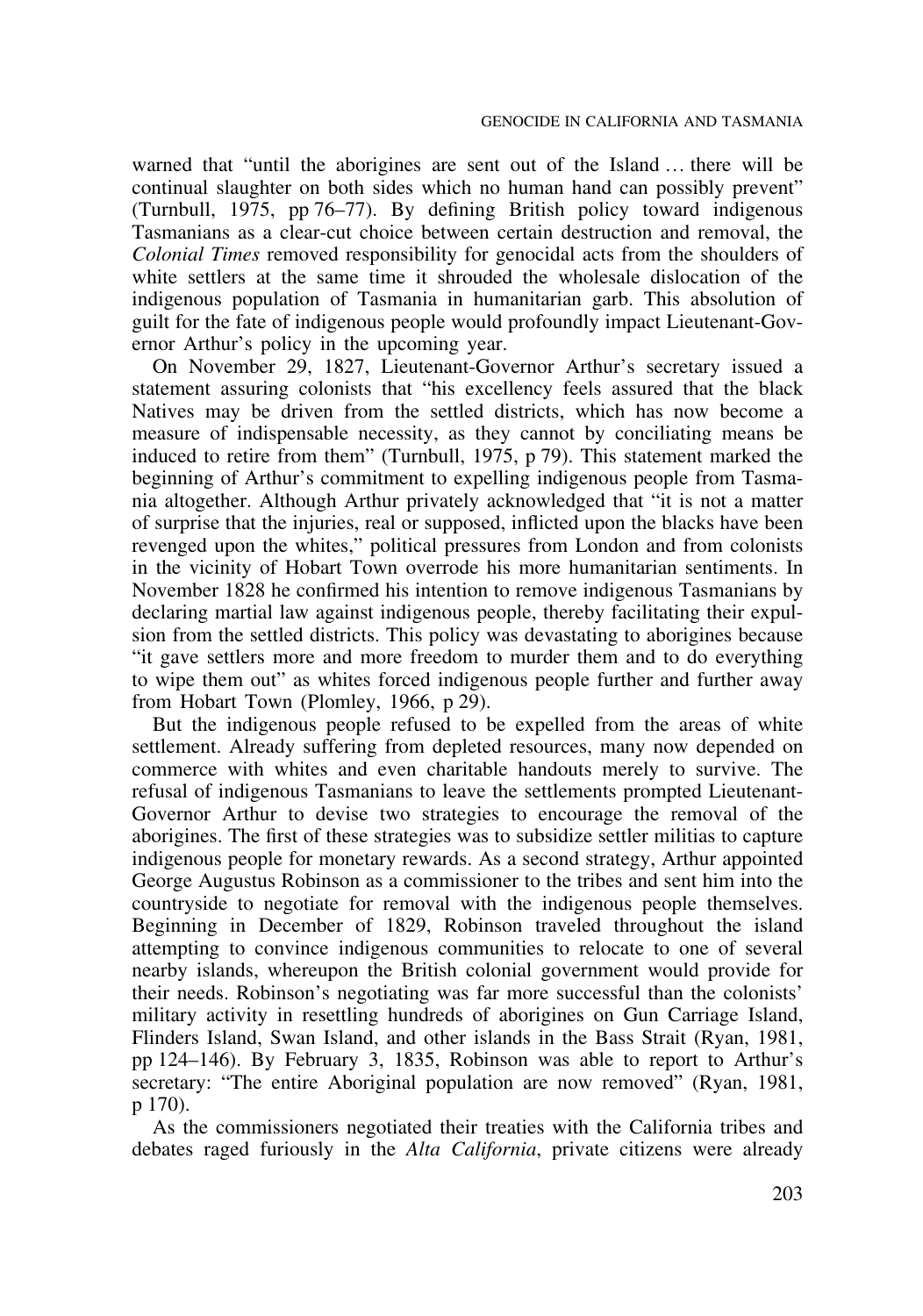warned that "until the aborigines are sent out of the Island … there will be continual slaughter on both sides which no human hand can possibly prevent" (Turnbull, 1975, pp 76–77). By defining British policy toward indigenous Tasmanians as a clear-cut choice between certain destruction and removal, the *Colonial Times* removed responsibility for genocidal acts from the shoulders of white settlers at the same time it shrouded the wholesale dislocation of the indigenous population of Tasmania in humanitarian garb. This absolution of guilt for the fate of indigenous people would profoundly impact Lieutenant-Governor Arthur's policy in the upcoming year.

On November 29, 1827, Lieutenant-Governor Arthur's secretary issued a statement assuring colonists that "his excellency feels assured that the black Natives may be driven from the settled districts, which has now become a measure of indispensable necessity, as they cannot by conciliating means be induced to retire from them" (Turnbull, 1975, p 79). This statement marked the beginning of Arthur's commitment to expelling indigenous people from Tasmania altogether. Although Arthur privately acknowledged that "it is not a matter of surprise that the injuries, real or supposed, inflicted upon the blacks have been revenged upon the whites," political pressures from London and from colonists in the vicinity of Hobart Town overrode his more humanitarian sentiments. In November 1828 he confirmed his intention to remove indigenous Tasmanians by declaring martial law against indigenous people, thereby facilitating their expulsion from the settled districts. This policy was devastating to aborigines because "it gave settlers more and more freedom to murder them and to do everything to wipe them out" as whites forced indigenous people further and further away from Hobart Town (Plomley, 1966, p 29).

But the indigenous people refused to be expelled from the areas of white settlement. Already suffering from depleted resources, many now depended on commerce with whites and even charitable handouts merely to survive. The refusal of indigenous Tasmanians to leave the settlements prompted Lieutenant-Governor Arthur to devise two strategies to encourage the removal of the aborigines. The first of these strategies was to subsidize settler militias to capture indigenous people for monetary rewards. As a second strategy, Arthur appointed George Augustus Robinson as a commissioner to the tribes and sent him into the countryside to negotiate for removal with the indigenous people themselves. Beginning in December of 1829, Robinson traveled throughout the island attempting to convince indigenous communities to relocate to one of several nearby islands, whereupon the British colonial government would provide for their needs. Robinson's negotiating was far more successful than the colonists' military activity in resettling hundreds of aborigines on Gun Carriage Island, Flinders Island, Swan Island, and other islands in the Bass Strait (Ryan, 1981, pp 124–146). By February 3, 1835, Robinson was able to report to Arthur's secretary: "The entire Aboriginal population are now removed" (Ryan, 1981, p 170).

As the commissioners negotiated their treaties with the California tribes and debates raged furiously in the *Alta California*, private citizens were already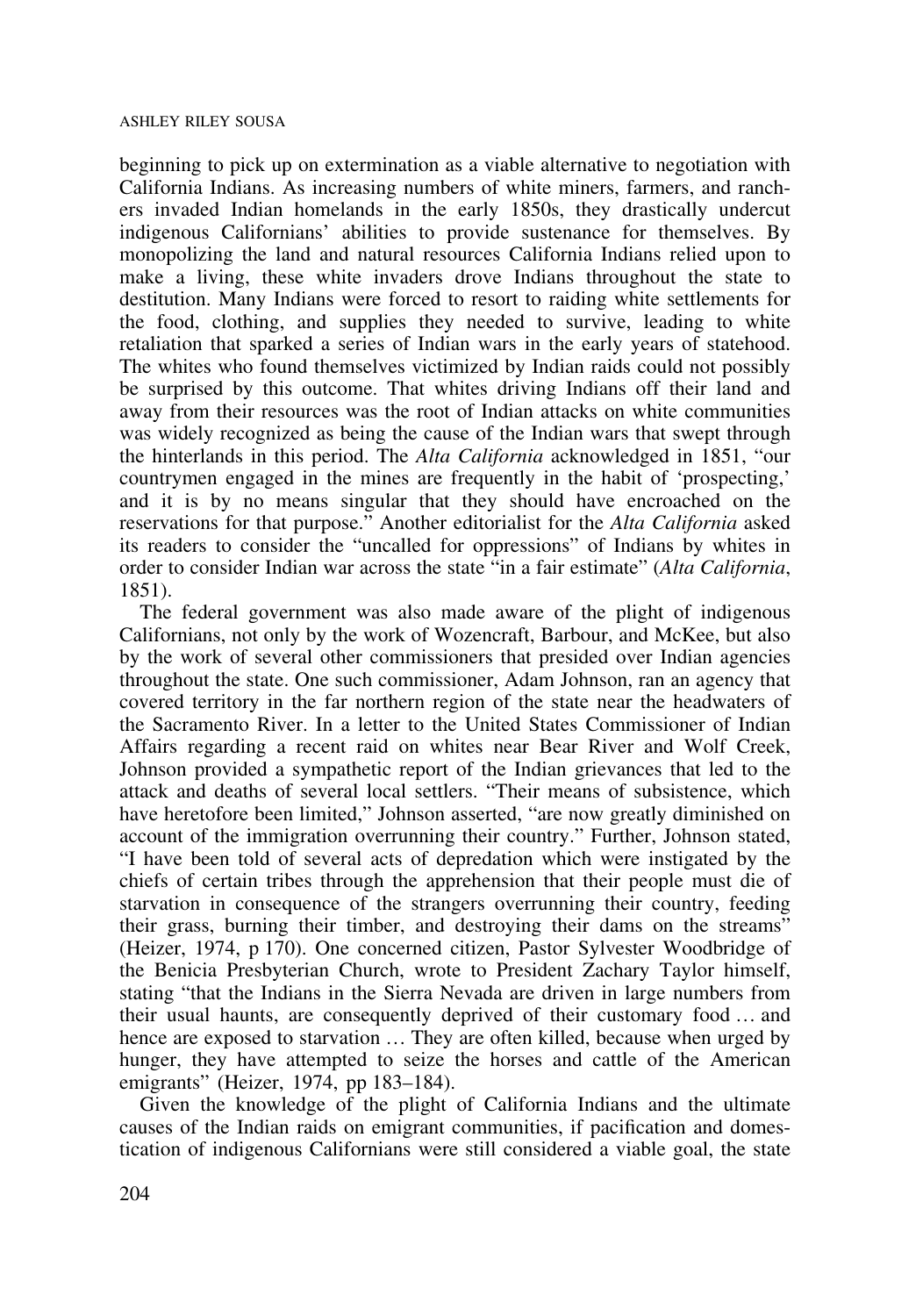beginning to pick up on extermination as a viable alternative to negotiation with California Indians. As increasing numbers of white miners, farmers, and ranchers invaded Indian homelands in the early 1850s, they drastically undercut indigenous Californians' abilities to provide sustenance for themselves. By monopolizing the land and natural resources California Indians relied upon to make a living, these white invaders drove Indians throughout the state to destitution. Many Indians were forced to resort to raiding white settlements for the food, clothing, and supplies they needed to survive, leading to white retaliation that sparked a series of Indian wars in the early years of statehood. The whites who found themselves victimized by Indian raids could not possibly be surprised by this outcome. That whites driving Indians off their land and away from their resources was the root of Indian attacks on white communities was widely recognized as being the cause of the Indian wars that swept through the hinterlands in this period. The *Alta California* acknowledged in 1851, "our countrymen engaged in the mines are frequently in the habit of 'prospecting,' and it is by no means singular that they should have encroached on the reservations for that purpose." Another editorialist for the *Alta California* asked its readers to consider the "uncalled for oppressions" of Indians by whites in order to consider Indian war across the state "in a fair estimate" (*Alta California*, 1851).

The federal government was also made aware of the plight of indigenous Californians, not only by the work of Wozencraft, Barbour, and McKee, but also by the work of several other commissioners that presided over Indian agencies throughout the state. One such commissioner, Adam Johnson, ran an agency that covered territory in the far northern region of the state near the headwaters of the Sacramento River. In a letter to the United States Commissioner of Indian Affairs regarding a recent raid on whites near Bear River and Wolf Creek, Johnson provided a sympathetic report of the Indian grievances that led to the attack and deaths of several local settlers. "Their means of subsistence, which have heretofore been limited," Johnson asserted, "are now greatly diminished on account of the immigration overrunning their country." Further, Johnson stated, "I have been told of several acts of depredation which were instigated by the chiefs of certain tribes through the apprehension that their people must die of starvation in consequence of the strangers overrunning their country, feeding their grass, burning their timber, and destroying their dams on the streams" (Heizer, 1974, p 170). One concerned citizen, Pastor Sylvester Woodbridge of the Benicia Presbyterian Church, wrote to President Zachary Taylor himself, stating "that the Indians in the Sierra Nevada are driven in large numbers from their usual haunts, are consequently deprived of their customary food … and hence are exposed to starvation … They are often killed, because when urged by hunger, they have attempted to seize the horses and cattle of the American emigrants" (Heizer, 1974, pp 183–184).

Given the knowledge of the plight of California Indians and the ultimate causes of the Indian raids on emigrant communities, if pacification and domestication of indigenous Californians were still considered a viable goal, the state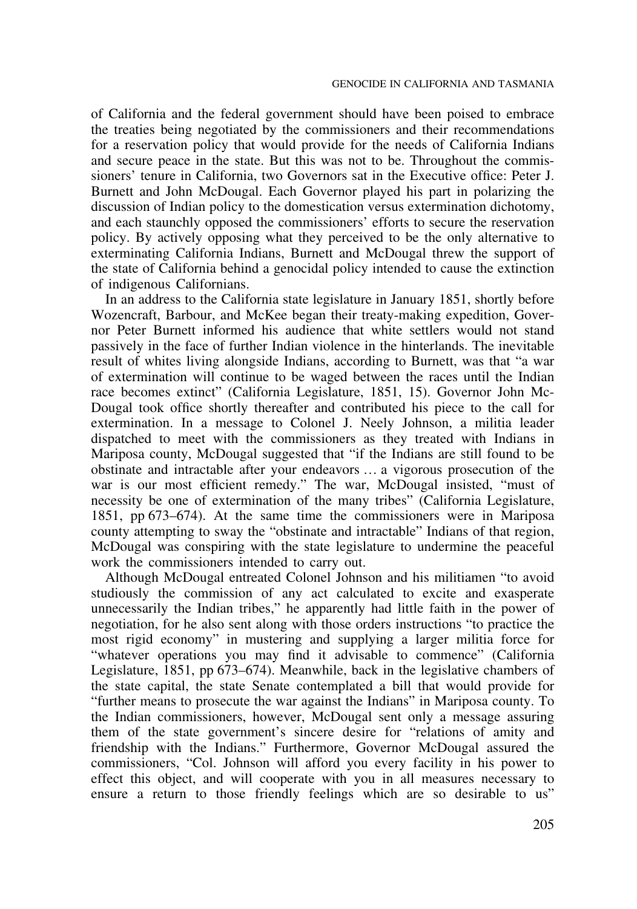of California and the federal government should have been poised to embrace the treaties being negotiated by the commissioners and their recommendations for a reservation policy that would provide for the needs of California Indians and secure peace in the state. But this was not to be. Throughout the commissioners' tenure in California, two Governors sat in the Executive office: Peter J. Burnett and John McDougal. Each Governor played his part in polarizing the discussion of Indian policy to the domestication versus extermination dichotomy, and each staunchly opposed the commissioners' efforts to secure the reservation policy. By actively opposing what they perceived to be the only alternative to exterminating California Indians, Burnett and McDougal threw the support of the state of California behind a genocidal policy intended to cause the extinction of indigenous Californians.

In an address to the California state legislature in January 1851, shortly before Wozencraft, Barbour, and McKee began their treaty-making expedition, Governor Peter Burnett informed his audience that white settlers would not stand passively in the face of further Indian violence in the hinterlands. The inevitable result of whites living alongside Indians, according to Burnett, was that "a war of extermination will continue to be waged between the races until the Indian race becomes extinct" (California Legislature, 1851, 15). Governor John McDougal took office shortly thereafter and contributed his piece to the call for extermination. In a message to Colonel J. Neely Johnson, a militia leader dispatched to meet with the commissioners as they treated with Indians in Mariposa county, McDougal suggested that "if the Indians are still found to be obstinate and intractable after your endeavors … a vigorous prosecution of the war is our most efficient remedy." The war, McDougal insisted, "must of necessity be one of extermination of the many tribes" (California Legislature, 1851, pp 673–674). At the same time the commissioners were in Mariposa county attempting to sway the "obstinate and intractable" Indians of that region, McDougal was conspiring with the state legislature to undermine the peaceful work the commissioners intended to carry out.

Although McDougal entreated Colonel Johnson and his militiamen "to avoid studiously the commission of any act calculated to excite and exasperate unnecessarily the Indian tribes," he apparently had little faith in the power of negotiation, for he also sent along with those orders instructions "to practice the most rigid economy" in mustering and supplying a larger militia force for "whatever operations you may find it advisable to commence" (California Legislature, 1851, pp 673–674). Meanwhile, back in the legislative chambers of the state capital, the state Senate contemplated a bill that would provide for "further means to prosecute the war against the Indians" in Mariposa county. To the Indian commissioners, however, McDougal sent only a message assuring them of the state government's sincere desire for "relations of amity and friendship with the Indians." Furthermore, Governor McDougal assured the commissioners, "Col. Johnson will afford you every facility in his power to effect this object, and will cooperate with you in all measures necessary to ensure a return to those friendly feelings which are so desirable to us"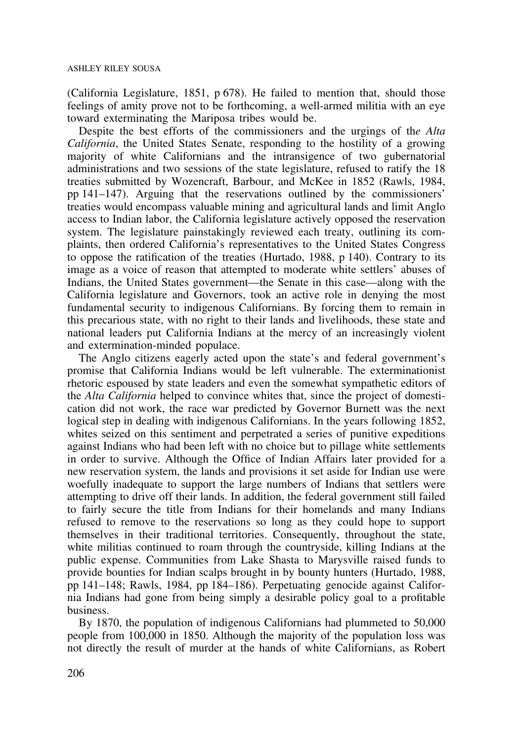(California Legislature, 1851, p 678). He failed to mention that, should those feelings of amity prove not to be forthcoming, a well-armed militia with an eye toward exterminating the Mariposa tribes would be.

Despite the best efforts of the commissioners and the urgings of the *Alta California*, the United States Senate, responding to the hostility of a growing majority of white Californians and the intransigence of two gubernatorial administrations and two sessions of the state legislature, refused to ratify the 18 treaties submitted by Wozencraft, Barbour, and McKee in 1852 (Rawls, 1984, pp 141–147). Arguing that the reservations outlined by the commissioners' treaties would encompass valuable mining and agricultural lands and limit Anglo access to Indian labor, the California legislature actively opposed the reservation system. The legislature painstakingly reviewed each treaty, outlining its complaints, then ordered California's representatives to the United States Congress to oppose the ratification of the treaties (Hurtado, 1988, p 140). Contrary to its image as a voice of reason that attempted to moderate white settlers' abuses of Indians, the United States government—the Senate in this case—along with the California legislature and Governors, took an active role in denying the most fundamental security to indigenous Californians. By forcing them to remain in this precarious state, with no right to their lands and livelihoods, these state and national leaders put California Indians at the mercy of an increasingly violent and extermination-minded populace.

The Anglo citizens eagerly acted upon the state's and federal government's promise that California Indians would be left vulnerable. The exterminationist rhetoric espoused by state leaders and even the somewhat sympathetic editors of the *Alta California* helped to convince whites that, since the project of domestication did not work, the race war predicted by Governor Burnett was the next logical step in dealing with indigenous Californians. In the years following 1852, whites seized on this sentiment and perpetrated a series of punitive expeditions against Indians who had been left with no choice but to pillage white settlements in order to survive. Although the Office of Indian Affairs later provided for a new reservation system, the lands and provisions it set aside for Indian use were woefully inadequate to support the large numbers of Indians that settlers were attempting to drive off their lands. In addition, the federal government still failed to fairly secure the title from Indians for their homelands and many Indians refused to remove to the reservations so long as they could hope to support themselves in their traditional territories. Consequently, throughout the state, white militias continued to roam through the countryside, killing Indians at the public expense. Communities from Lake Shasta to Marysville raised funds to provide bounties for Indian scalps brought in by bounty hunters (Hurtado, 1988, pp 141–148; Rawls, 1984, pp 184–186). Perpetuating genocide against California Indians had gone from being simply a desirable policy goal to a profitable business.

By 1870, the population of indigenous Californians had plummeted to 50,000 people from 100,000 in 1850. Although the majority of the population loss was not directly the result of murder at the hands of white Californians, as Robert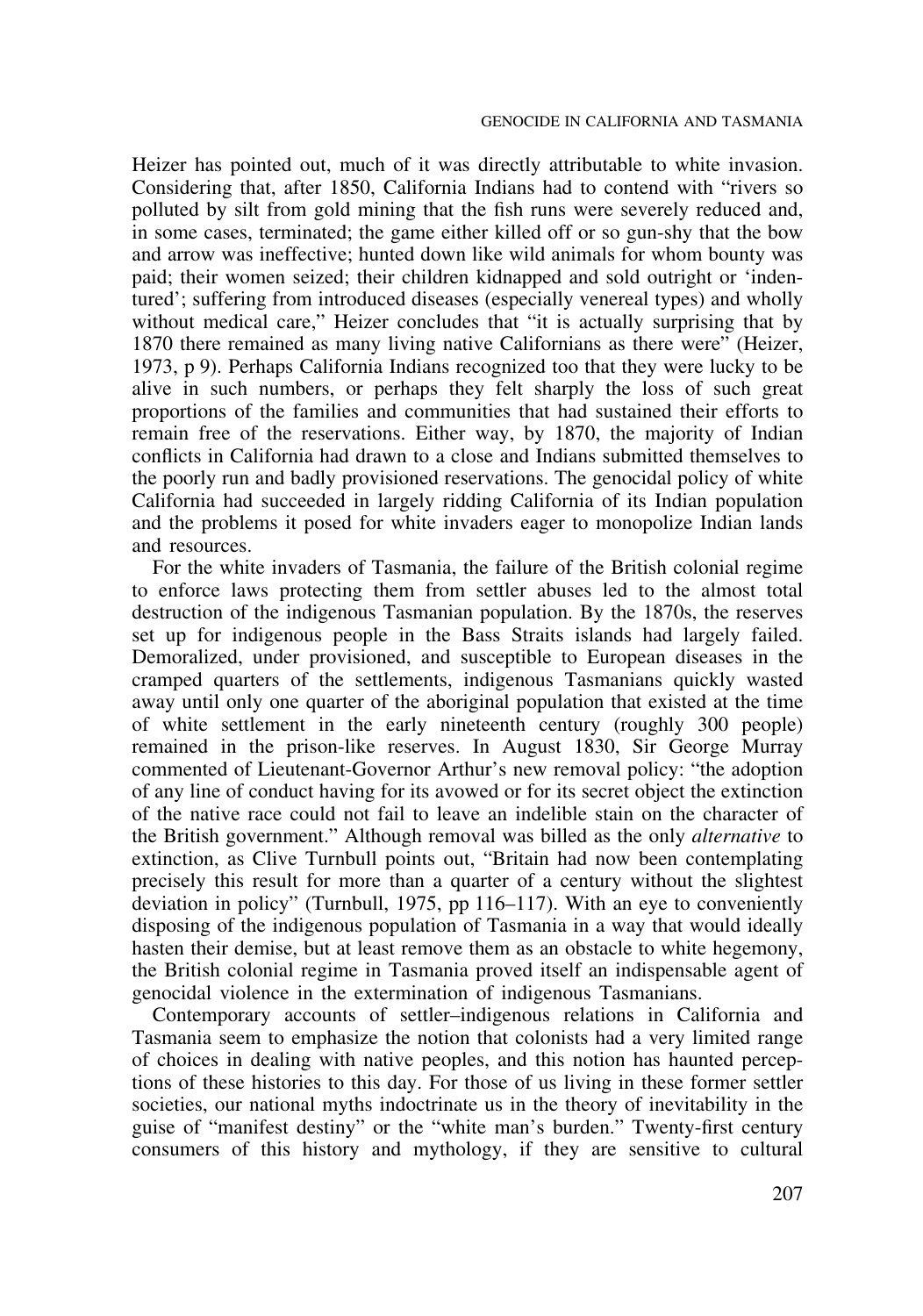Heizer has pointed out, much of it was directly attributable to white invasion. Considering that, after 1850, California Indians had to contend with "rivers so polluted by silt from gold mining that the fish runs were severely reduced and, in some cases, terminated; the game either killed off or so gun-shy that the bow and arrow was ineffective; hunted down like wild animals for whom bounty was paid; their women seized; their children kidnapped and sold outright or 'indentured'; suffering from introduced diseases (especially venereal types) and wholly without medical care," Heizer concludes that "it is actually surprising that by 1870 there remained as many living native Californians as there were" (Heizer, 1973, p 9). Perhaps California Indians recognized too that they were lucky to be alive in such numbers, or perhaps they felt sharply the loss of such great proportions of the families and communities that had sustained their efforts to remain free of the reservations. Either way, by 1870, the majority of Indian conflicts in California had drawn to a close and Indians submitted themselves to the poorly run and badly provisioned reservations. The genocidal policy of white California had succeeded in largely ridding California of its Indian population and the problems it posed for white invaders eager to monopolize Indian lands and resources.

For the white invaders of Tasmania, the failure of the British colonial regime to enforce laws protecting them from settler abuses led to the almost total destruction of the indigenous Tasmanian population. By the 1870s, the reserves set up for indigenous people in the Bass Straits islands had largely failed. Demoralized, under provisioned, and susceptible to European diseases in the cramped quarters of the settlements, indigenous Tasmanians quickly wasted away until only one quarter of the aboriginal population that existed at the time of white settlement in the early nineteenth century (roughly 300 people) remained in the prison-like reserves. In August 1830, Sir George Murray commented of Lieutenant-Governor Arthur's new removal policy: "the adoption of any line of conduct having for its avowed or for its secret object the extinction of the native race could not fail to leave an indelible stain on the character of the British government." Although removal was billed as the only *alternative* to extinction, as Clive Turnbull points out, "Britain had now been contemplating precisely this result for more than a quarter of a century without the slightest deviation in policy" (Turnbull, 1975, pp 116–117). With an eye to conveniently disposing of the indigenous population of Tasmania in a way that would ideally hasten their demise, but at least remove them as an obstacle to white hegemony, the British colonial regime in Tasmania proved itself an indispensable agent of genocidal violence in the extermination of indigenous Tasmanians.

Contemporary accounts of settler–indigenous relations in California and Tasmania seem to emphasize the notion that colonists had a very limited range of choices in dealing with native peoples, and this notion has haunted perceptions of these histories to this day. For those of us living in these former settler societies, our national myths indoctrinate us in the theory of inevitability in the guise of "manifest destiny" or the "white man's burden." Twenty-first century consumers of this history and mythology, if they are sensitive to cultural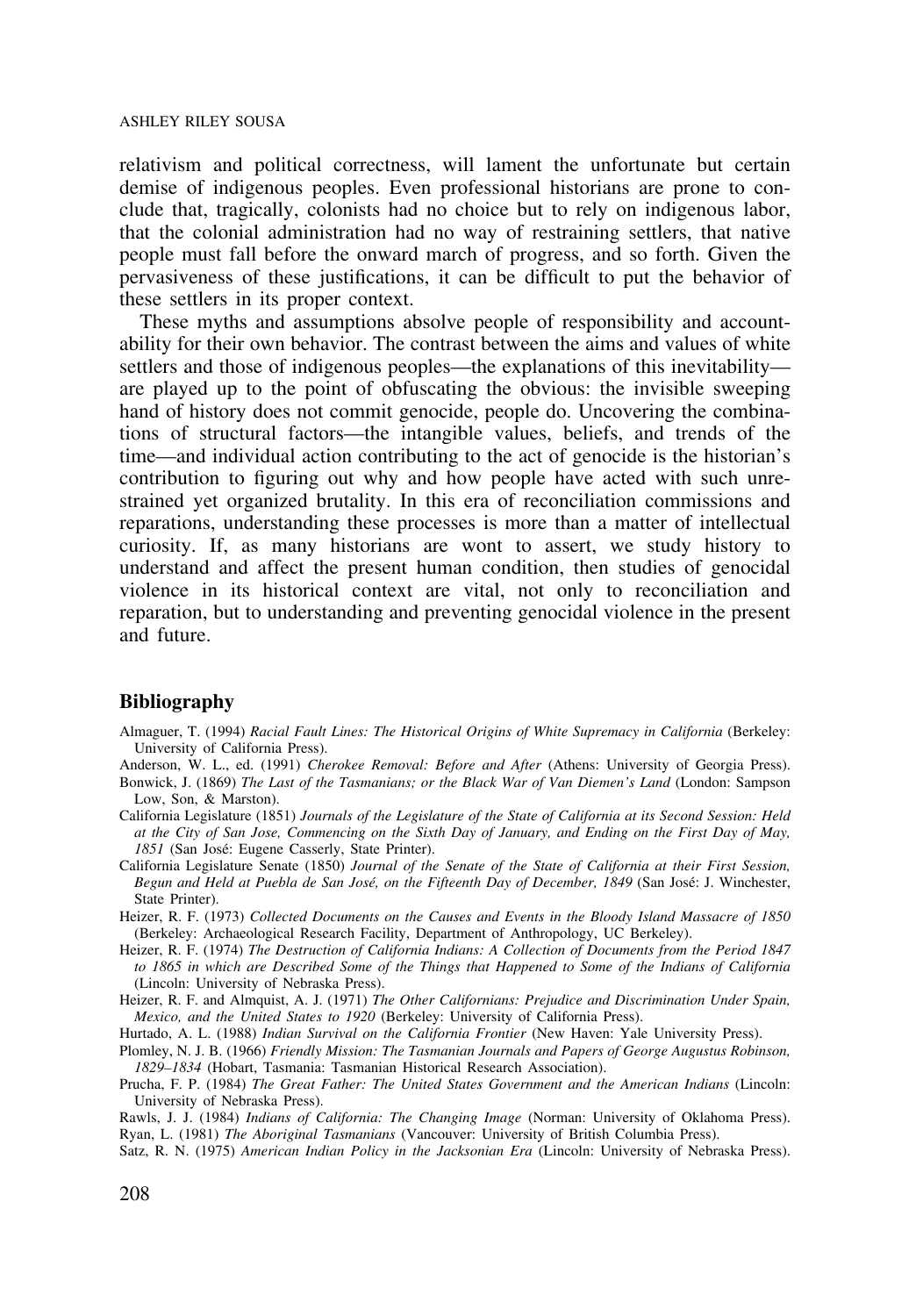relativism and political correctness, will lament the unfortunate but certain demise of indigenous peoples. Even professional historians are prone to conclude that, tragically, colonists had no choice but to rely on indigenous labor, that the colonial administration had no way of restraining settlers, that native people must fall before the onward march of progress, and so forth. Given the pervasiveness of these justifications, it can be difficult to put the behavior of these settlers in its proper context.

These myths and assumptions absolve people of responsibility and accountability for their own behavior. The contrast between the aims and values of white settlers and those of indigenous peoples—the explanations of this inevitability—are played up to the point of obfuscating the obvious: the invisible sweeping hand of history does not commit genocide, people do. Uncovering the combinations of structural factors—the intangible values, beliefs, and trends of the time—and individual action contributing to the act of genocide is the historian's contribution to figuring out why and how people have acted with such unrestrained yet organized brutality. In this era of reconciliation commissions and reparations, understanding these processes is more than a matter of intellectual curiosity. If, as many historians are wont to assert, we study history to understand and affect the present human condition, then studies of genocidal violence in its historical context are vital, not only to reconciliation and reparation, but to understanding and preventing genocidal violence in the present and future.

## Bibliography

Almaguer, T. (1994) *Racial Fault Lines: The Historical Origins of White Supremacy in California* (Berkeley: University of California Press).

Anderson, W. L., ed. (1991) *Cherokee Removal: Before and After* (Athens: University of Georgia Press).

Bonwick, J. (1869) *The Last of the Tasmanians; or the Black War of Van Diemen's Land* (London: Sampson Low, Son, & Marston).

California Legislature (1851) *Journals of the Legislature of the State of California at its Second Session: Held at the City of San Jose, Commencing on the Sixth Day of January, and Ending on the First Day of May, 1851* (San José: Eugene Casserly, State Printer).

California Legislature Senate (1850) *Journal of the Senate of the State of California at their First Session, Begun and Held at Puebla de San José, on the Fifteenth Day of December, 1849* (San José: J. Winchester, State Printer).

Heizer, R. F. (1973) *Collected Documents on the Causes and Events in the Bloody Island Massacre of 1850* (Berkeley: Archaeological Research Facility, Department of Anthropology, UC Berkeley).

Heizer, R. F. (1974) *The Destruction of California Indians: A Collection of Documents from the Period 1847 to 1865 in which are Described Some of the Things that Happened to Some of the Indians of California* (Lincoln: University of Nebraska Press).

Heizer, R. F. and Almquist, A. J. (1971) *The Other Californians: Prejudice and Discrimination Under Spain, Mexico, and the United States to 1920* (Berkeley: University of California Press).

Hurtado, A. L. (1988) *Indian Survival on the California Frontier* (New Haven: Yale University Press).

Plomley, N. J. B. (1966) *Friendly Mission: The Tasmanian Journals and Papers of George Augustus Robinson, 1829–1834* (Hobart, Tasmania: Tasmanian Historical Research Association).

Prucha, F. P. (1984) *The Great Father: The United States Government and the American Indians* (Lincoln: University of Nebraska Press).

Rawls, J. J. (1984) *Indians of California: The Changing Image* (Norman: University of Oklahoma Press).

Ryan, L. (1981) *The Aboriginal Tasmanians* (Vancouver: University of British Columbia Press).

Satz, R. N. (1975) *American Indian Policy in the Jacksonian Era* (Lincoln: University of Nebraska Press).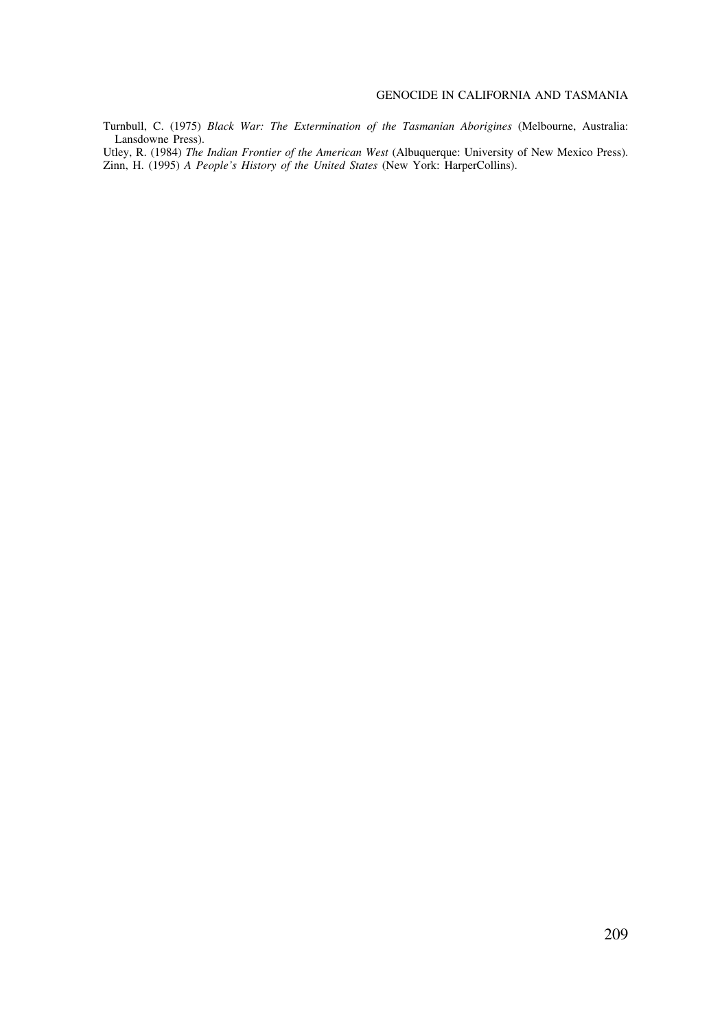Turnbull, C. (1975) *Black War: The Extermination of the Tasmanian Aborigines* (Melbourne, Australia: Lansdowne Press).

Utley, R. (1984) *The Indian Frontier of the American West* (Albuquerque: University of New Mexico Press).

Zinn, H. (1995) *A People's History of the United States* (New York: HarperCollins).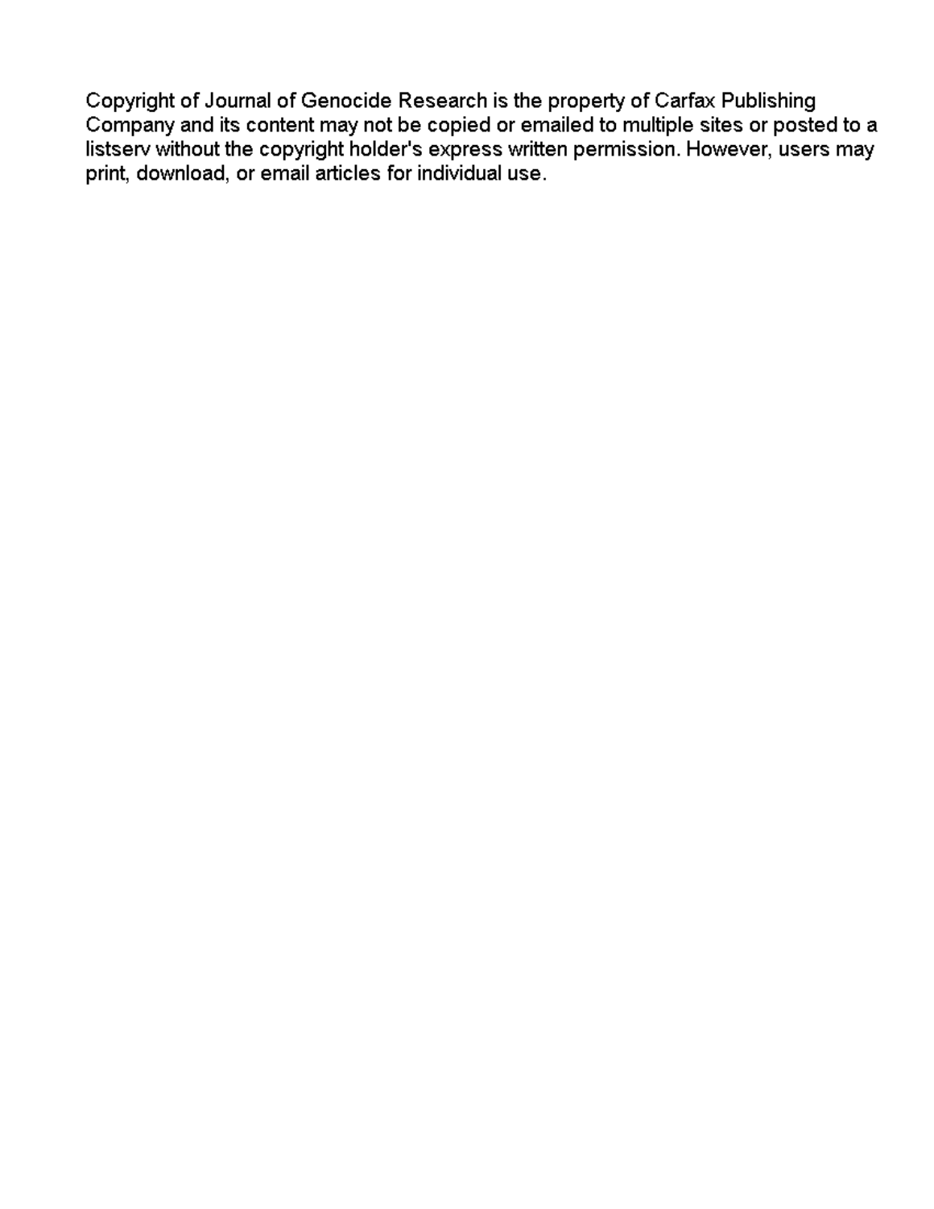Copyright of Journal of Genocide Research is the property of Carfax Publishing Company and its content may not be copied or emailed to multiple sites or posted to a listserv without the copyright holder's express written permission. However, users may print, download, or email articles for individual use.